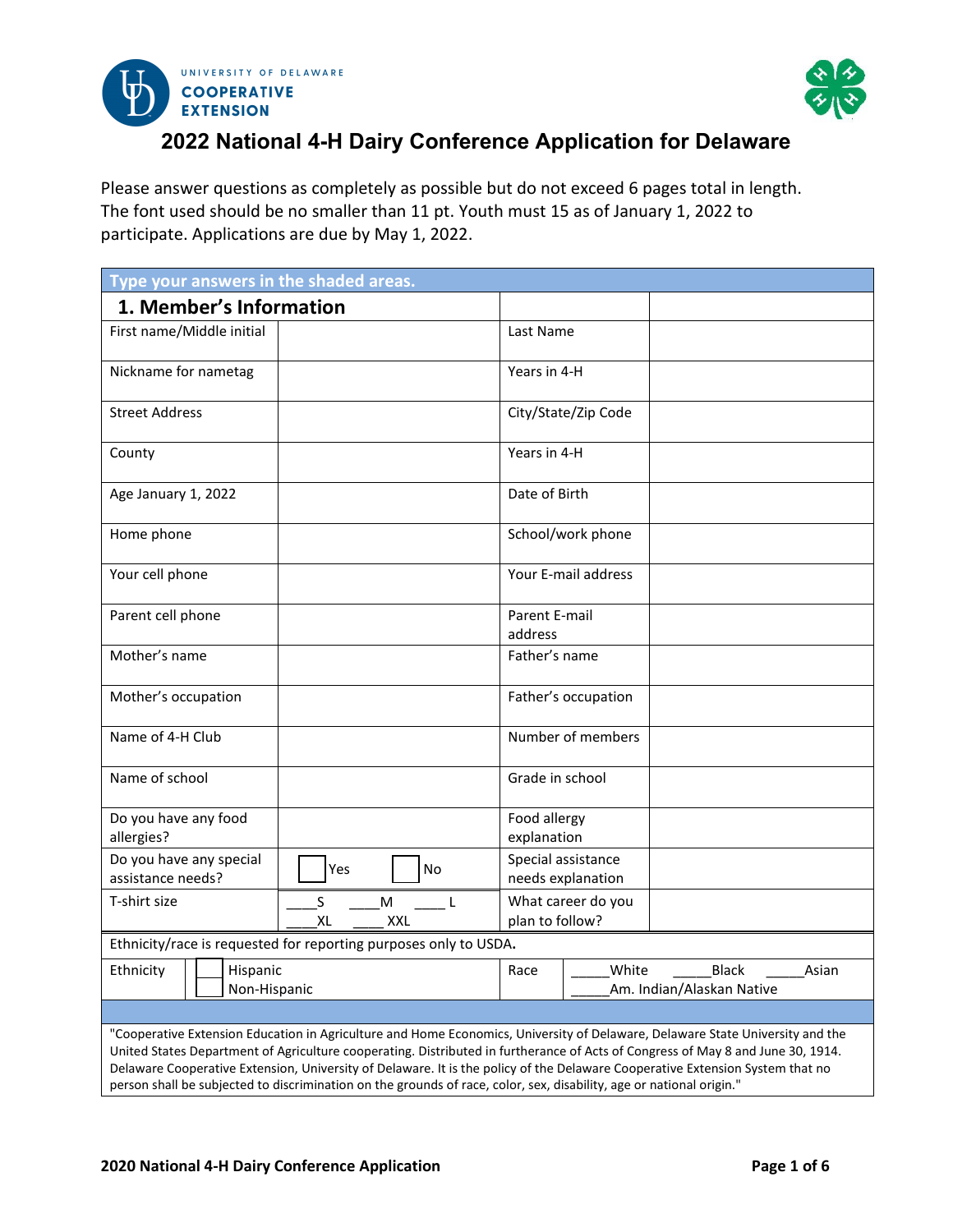UNIVERSITY OF DELAWARE
COOPERATIVE EXTENSION

# 2022 National 4-H Dairy Conference Application for Delaware

Please answer questions as completely as possible but do not exceed 6 pages total in length. The font used should be no smaller than 11 pt. Youth must 15 as of January 1, 2022 to participate. Applications are due by May 1, 2022.

| Type your answers in the shaded areas. | | | |
|---|---|---|---|
| **1. Member's Information** | | | |
| First name/Middle initial | | Last Name | |
| Nickname for nametag | | Years in 4-H | |
| Street Address | | City/State/Zip Code | |
| County | | Years in 4-H | |
| Age January 1, 2022 | | Date of Birth | |
| Home phone | | School/work phone | |
| Your cell phone | | Your E-mail address | |
| Parent cell phone | | Parent E-mail address | |
| Mother's name | | Father's name | |
| Mother's occupation | | Father's occupation | |
| Name of 4-H Club | | Number of members | |
| Name of school | | Grade in school | |
| Do you have any food allergies? | | Food allergy explanation | |
| Do you have any special assistance needs? | ☐ Yes ☐ No | Special assistance needs explanation | |
| T-shirt size | ____S ____M ____L ____XL ____XXL | What career do you plan to follow? | |
| Ethnicity/race is requested for reporting purposes only to USDA. | | | |
| Ethnicity | ☐ Hispanic ☐ Non-Hispanic | Race | _____White _____Black _____Asian _____Am. Indian/Alaskan Native |

"Cooperative Extension Education in Agriculture and Home Economics, University of Delaware, Delaware State University and the United States Department of Agriculture cooperating. Distributed in furtherance of Acts of Congress of May 8 and June 30, 1914. Delaware Cooperative Extension, University of Delaware. It is the policy of the Delaware Cooperative Extension System that no person shall be subjected to discrimination on the grounds of race, color, sex, disability, age or national origin."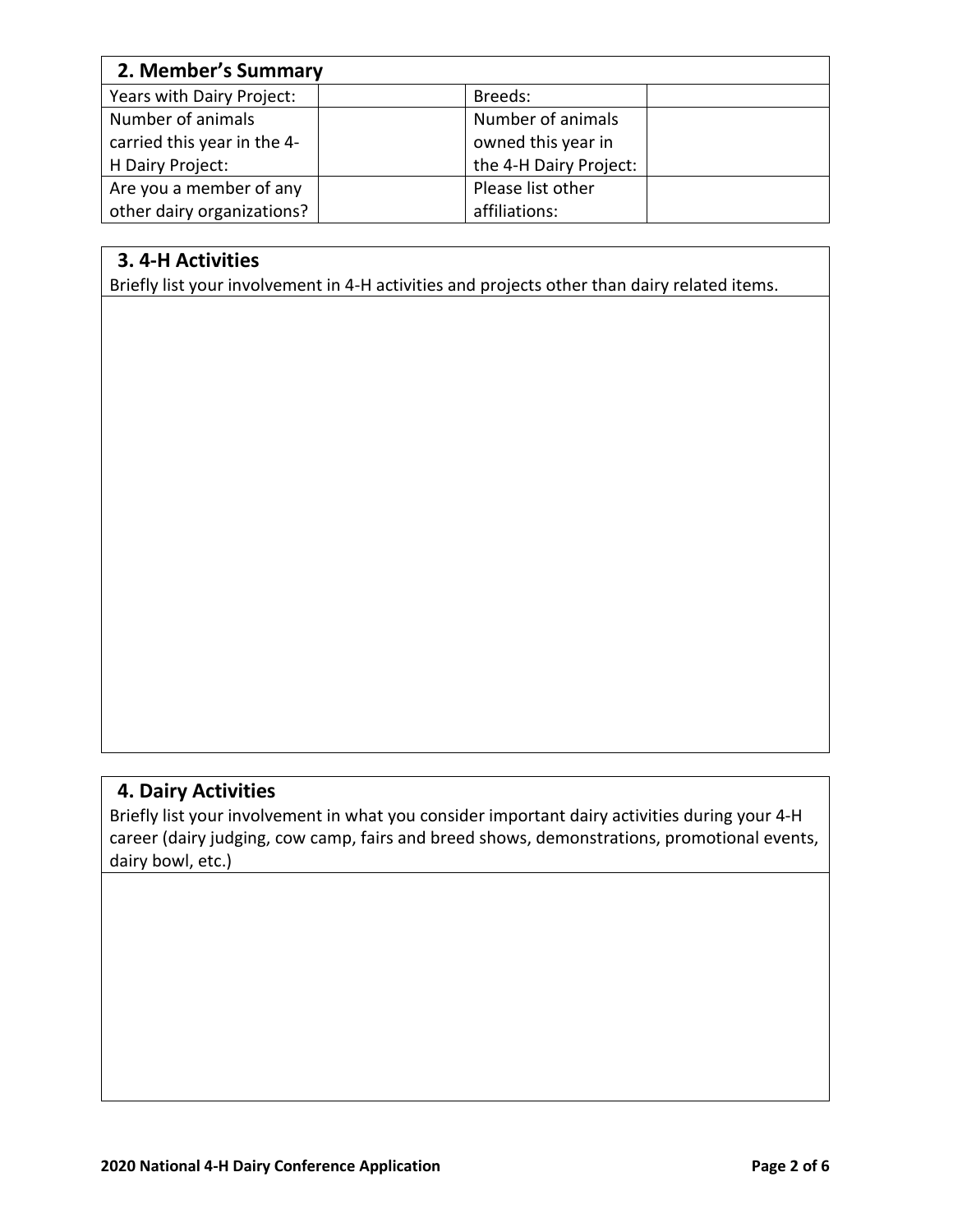## 2. Member's Summary

| Years with Dairy Project: | | Breeds: | |
|---|---|---|---|
| Number of animals carried this year in the 4-H Dairy Project: | | Number of animals owned this year in the 4-H Dairy Project: | |
| Are you a member of any other dairy organizations? | | Please list other affiliations: | |

## 3. 4-H Activities

Briefly list your involvement in 4-H activities and projects other than dairy related items.

## 4. Dairy Activities

Briefly list your involvement in what you consider important dairy activities during your 4-H career (dairy judging, cow camp, fairs and breed shows, demonstrations, promotional events, dairy bowl, etc.)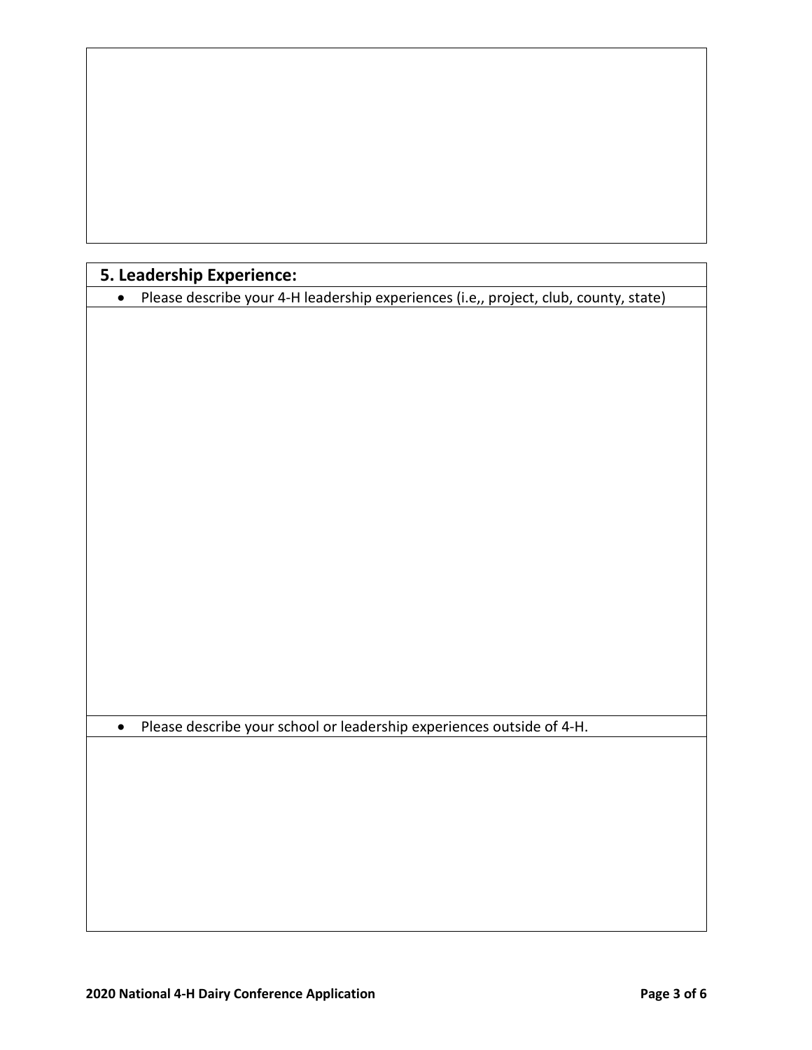## 5. Leadership Experience:

- Please describe your 4-H leadership experiences (i.e,, project, club, county, state)

- Please describe your school or leadership experiences outside of 4-H.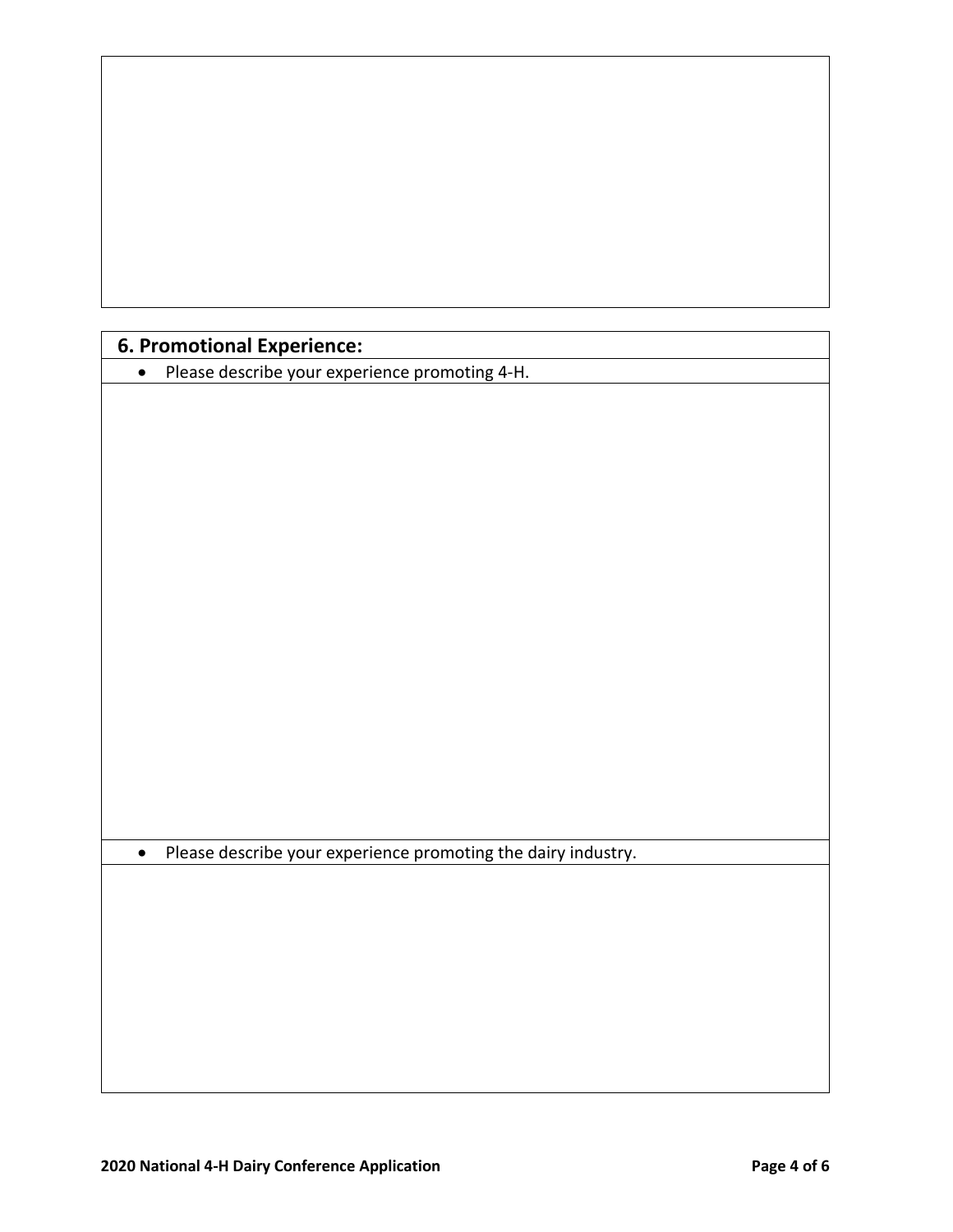## 6. Promotional Experience:

- Please describe your experience promoting 4-H.

- Please describe your experience promoting the dairy industry.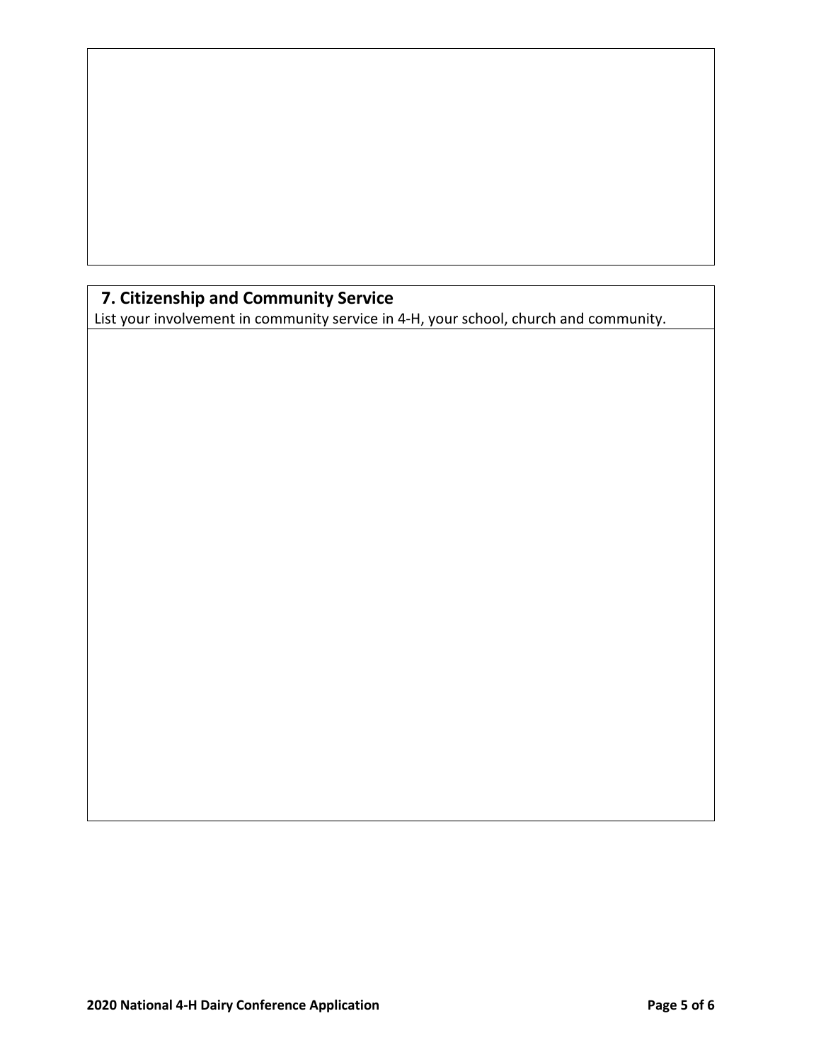## 7. Citizenship and Community Service

List your involvement in community service in 4-H, your school, church and community.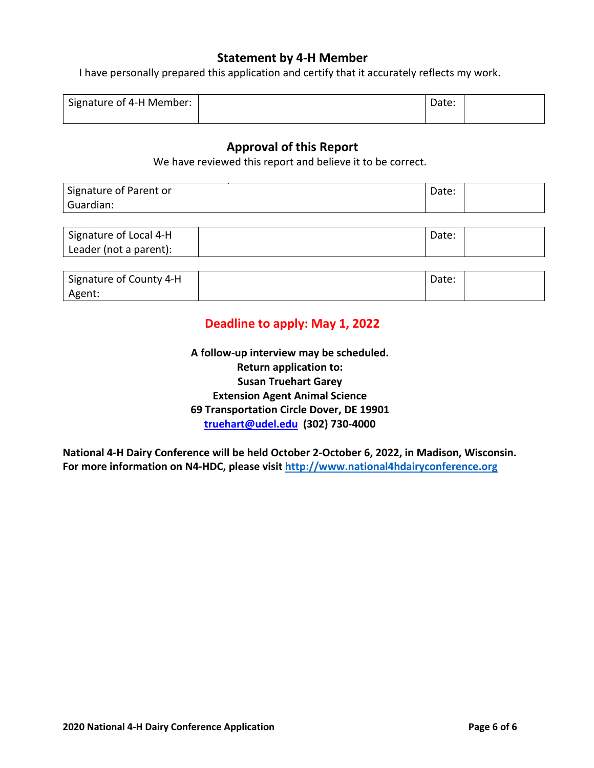## Statement by 4-H Member

I have personally prepared this application and certify that it accurately reflects my work.

| | | | |
|---|---|---|---|
| Signature of 4-H Member: | | Date: | |

## Approval of this Report

We have reviewed this report and believe it to be correct.

| | | |
|---|---|---|
| Signature of Parent or Guardian: | Date: | |

| | | | |
|---|---|---|---|
| Signature of Local 4-H Leader (not a parent): | | Date: | |

| | | | |
|---|---|---|---|
| Signature of County 4-H Agent: | | Date: | |

**Deadline to apply: May 1, 2022**

**A follow-up interview may be scheduled.**
**Return application to:**
**Susan Truehart Garey**
**Extension Agent Animal Science**
**69 Transportation Circle Dover, DE 19901**
**truehart@udel.edu (302) 730-4000**

**National 4-H Dairy Conference will be held October 2-October 6, 2022, in Madison, Wisconsin. For more information on N4-HDC, please visit http://www.national4hdairyconference.org**